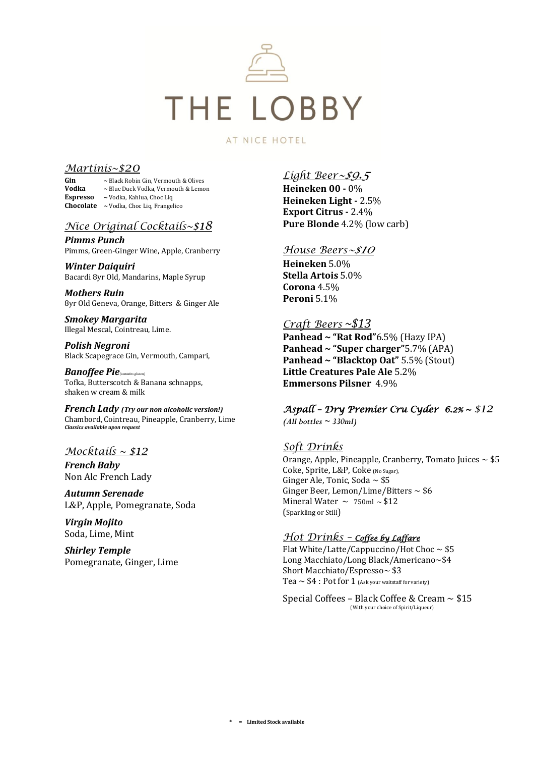# THE LOBBY

AT NICE HOTEL

## *Martinis~$20*

**Gin** ~ Black Robin Gin, Vermouth & Olives
**Vodka** ~ Blue Duck Vodka, Vermouth & Lemon
**Espresso** ~ Vodka, Kahlua, Choc Liq
**Chocolate** ~ Vodka, Choc Liq, Frangelico

## *Nice Original Cocktails~$18*

***Pimms Punch***
Pimms, Green-Ginger Wine, Apple, Cranberry

***Winter Daiquiri***
Bacardi 8yr Old, Mandarins, Maple Syrup

***Mothers Ruin***
8yr Old Geneva, Orange, Bitters & Ginger Ale

***Smokey Margarita***
Illegal Mescal, Cointreau, Lime.

***Polish Negroni***
Black Scapegrace Gin, Vermouth, Campari,

***Banoffee Pie*** *(contains gluten)*
Tofka, Butterscotch & Banana schnapps, shaken w cream & milk

***French Lady*** ***(Try our non alcoholic version!)***
Chambord, Cointreau, Pineapple, Cranberry, Lime
***Classics available upon request***

## *Mocktails ~ $12*

***French Baby***
Non Alc French Lady

***Autumn Serenade***
L&P, Apple, Pomegranate, Soda

***Virgin Mojito***
Soda, Lime, Mint

***Shirley Temple***
Pomegranate, Ginger, Lime

## *Light Beer~$9.5*

**Heineken 00 -** 0%
**Heineken Light -** 2.5%
**Export Citrus -** 2.4%
**Pure Blonde** 4.2% (low carb)

## *House Beers~$10*

**Heineken** 5.0%
**Stella Artois** 5.0%
**Corona** 4.5%
**Peroni** 5.1%

## *Craft Beers ~$13*

**Panhead ~ "Rat Rod"** 6.5% (Hazy IPA)
**Panhead ~ "Super charger"** 5.7% (APA)
**Panhead ~ "Blacktop Oat"** 5.5% (Stout)
**Little Creatures Pale Ale** 5.2%
**Emmersons Pilsner** 4.9%

## *Aspall – Dry Premier Cru Cyder 6.2% ~ $12*

*(All bottles ~ 330ml)*

## *Soft Drinks*

Orange, Apple, Pineapple, Cranberry, Tomato Juices ~ $5
Coke, Sprite, L&P, Coke (No Sugar),
Ginger Ale, Tonic, Soda ~ $5
Ginger Beer, Lemon/Lime/Bitters ~ $6
Mineral Water ~ 750ml ~ $12
(Sparkling or Still)

## *Hot Drinks – Coffee by Laffare*

Flat White/Latte/Cappuccino/Hot Choc ~ $5
Long Macchiato/Long Black/Americano~ $4
Short Macchiato/Espresso~ $3
Tea ~ $4 : Pot for 1 (Ask your waitstaff for variety)

Special Coffees – Black Coffee & Cream ~ $15
(With your choice of Spirit/Liqueur)

\* = **Limited Stock available**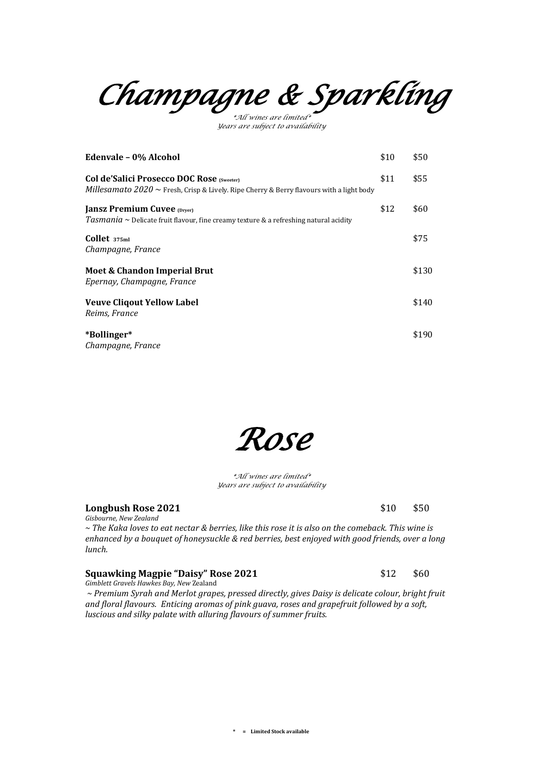# Champagne & Sparkling

*\*All wines are limited\**
*Years are subject to availability*

| | | |
|---|---|---|
| **Edenvale – 0% Alcohol** | $10 | $50 |
| **Col de'Salici Prosecco DOC Rose** (Sweeter)<br>*Millesamato 2020* ~ Fresh, Crisp & Lively. Ripe Cherry & Berry flavours with a light body | $11 | $55 |
| **Jansz Premium Cuvee** (Dryer)<br>*Tasmania* ~ Delicate fruit flavour, fine creamy texture & a refreshing natural acidity | $12 | $60 |
| **Collet** 375ml<br>*Champagne, France* | | $75 |
| **Moet & Chandon Imperial Brut**<br>*Epernay, Champagne, France* | | $130 |
| **Veuve Cliqout Yellow Label**<br>*Reims, France* | | $140 |
| **\*Bollinger\***<br>*Champagne, France* | | $190 |

# Rose

*\*All wines are limited\**
*Years are subject to availability*

**Longbush Rose 2021** $10 $50
*Gisbourne, New Zealand*
*~ The Kaka loves to eat nectar & berries, like this rose it is also on the comeback. This wine is enhanced by a bouquet of honeysuckle & red berries, best enjoyed with good friends, over a long lunch.*

**Squawking Magpie "Daisy" Rose 2021** $12 $60
*Gimblett Gravels Hawkes Bay, New* Zealand
*~ Premium Syrah and Merlot grapes, pressed directly, gives Daisy is delicate colour, bright fruit and floral flavours. Enticing aromas of pink guava, roses and grapefruit followed by a soft, luscious and silky palate with alluring flavours of summer fruits.*

**\* = Limited Stock available**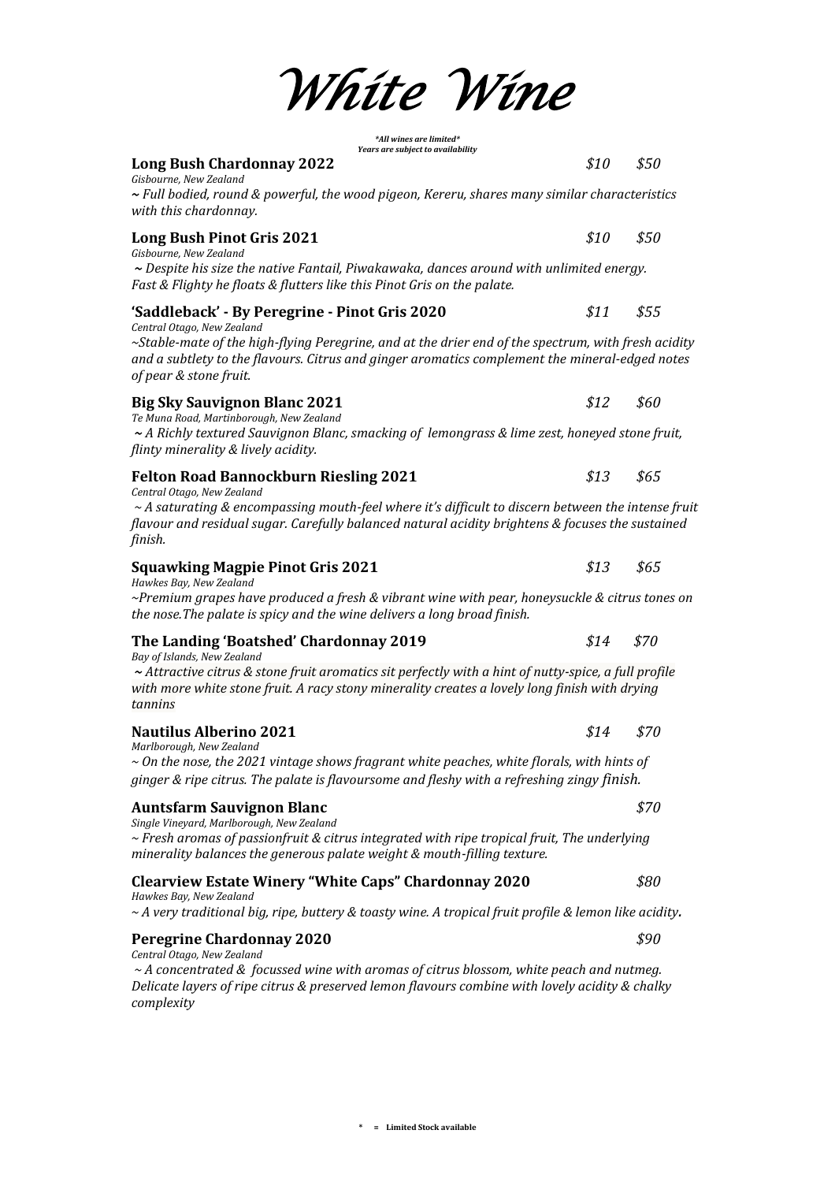# White Wine

*\*All wines are limited\**
*Years are subject to availability*

**Long Bush Chardonnay 2022** *$10* *$50*
*Gisbourne, New Zealand*
*~ Full bodied, round & powerful, the wood pigeon, Kereru, shares many similar characteristics with this chardonnay.*

**Long Bush Pinot Gris 2021** *$10* *$50*
*Gisbourne, New Zealand*
*~ Despite his size the native Fantail, Piwakawaka, dances around with unlimited energy. Fast & Flighty he floats & flutters like this Pinot Gris on the palate.*

**'Saddleback' - By Peregrine - Pinot Gris 2020** *$11* *$55*
*Central Otago, New Zealand*
*~Stable-mate of the high-flying Peregrine, and at the drier end of the spectrum, with fresh acidity and a subtlety to the flavours. Citrus and ginger aromatics complement the mineral-edged notes of pear & stone fruit.*

**Big Sky Sauvignon Blanc 2021** *$12* *$60*
*Te Muna Road, Martinborough, New Zealand*
*~ A Richly textured Sauvignon Blanc, smacking of lemongrass & lime zest, honeyed stone fruit, flinty minerality & lively acidity.*

**Felton Road Bannockburn Riesling 2021** *$13* *$65*
*Central Otago, New Zealand*
*~ A saturating & encompassing mouth-feel where it's difficult to discern between the intense fruit flavour and residual sugar. Carefully balanced natural acidity brightens & focuses the sustained finish.*

**Squawking Magpie Pinot Gris 2021** *$13* *$65*
*Hawkes Bay, New Zealand*
*~Premium grapes have produced a fresh & vibrant wine with pear, honeysuckle & citrus tones on the nose.The palate is spicy and the wine delivers a long broad finish.*

**The Landing 'Boatshed' Chardonnay 2019** *$14* *$70*
*Bay of Islands, New Zealand*
*~ Attractive citrus & stone fruit aromatics sit perfectly with a hint of nutty-spice, a full profile with more white stone fruit. A racy stony minerality creates a lovely long finish with drying tannins*

**Nautilus Alberino 2021** *$14* *$70*
*Marlborough, New Zealand*
*~ On the nose, the 2021 vintage shows fragrant white peaches, white florals, with hints of ginger & ripe citrus. The palate is flavoursome and fleshy with a refreshing zingy finish.*

**Auntsfarm Sauvignon Blanc** *$70*
*Single Vineyard, Marlborough, New Zealand*
*~ Fresh aromas of passionfruit & citrus integrated with ripe tropical fruit, The underlying minerality balances the generous palate weight & mouth-filling texture.*

**Clearview Estate Winery "White Caps" Chardonnay 2020** *$80*
*Hawkes Bay, New Zealand*
*~ A very traditional big, ripe, buttery & toasty wine. A tropical fruit profile & lemon like acidity.*

**Peregrine Chardonnay 2020** *$90*
*Central Otago, New Zealand*
*~ A concentrated & focussed wine with aromas of citrus blossom, white peach and nutmeg. Delicate layers of ripe citrus & preserved lemon flavours combine with lovely acidity & chalky complexity*

**\* = Limited Stock available**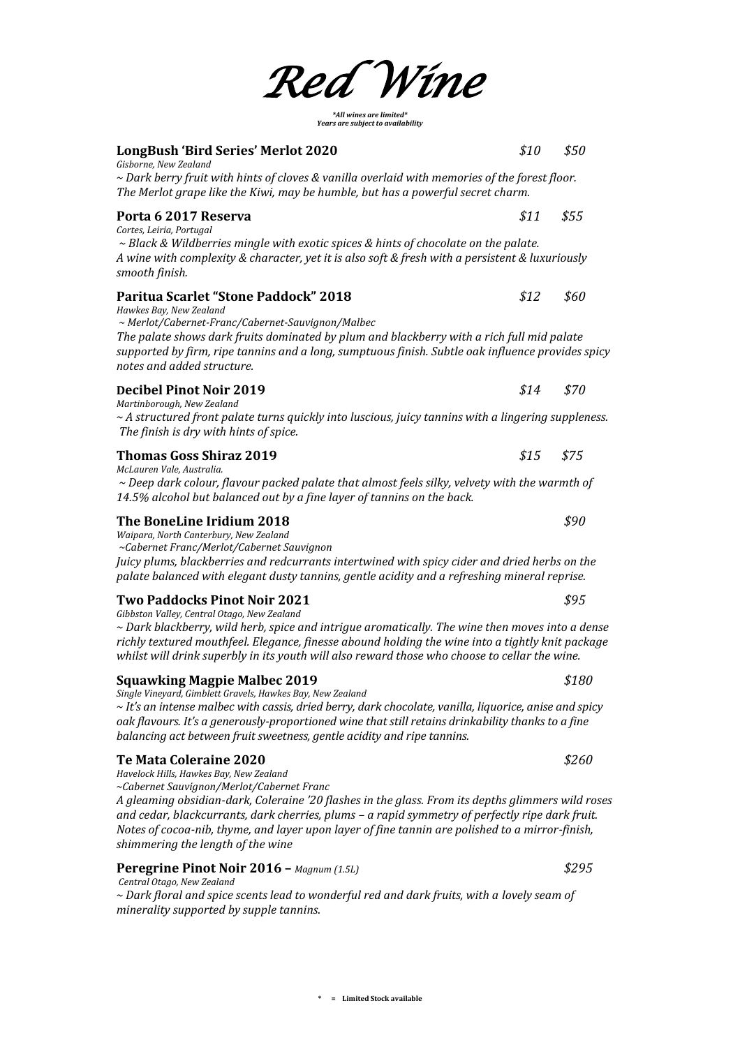# *Red Wine*

***All wines are limited\****
***Years are subject to availability***

**LongBush 'Bird Series' Merlot 2020** *$10* *$50*
*Gisborne, New Zealand*
*~ Dark berry fruit with hints of cloves & vanilla overlaid with memories of the forest floor. The Merlot grape like the Kiwi, may be humble, but has a powerful secret charm.*

**Porta 6 2017 Reserva** *$11* *$55*
*Cortes, Leiria, Portugal*
*~ Black & Wildberries mingle with exotic spices & hints of chocolate on the palate. A wine with complexity & character, yet it is also soft & fresh with a persistent & luxuriously smooth finish.*

**Paritua Scarlet "Stone Paddock" 2018** *$12* *$60*
*Hawkes Bay, New Zealand*
*~ Merlot/Cabernet-Franc/Cabernet-Sauvignon/Malbec*
*The palate shows dark fruits dominated by plum and blackberry with a rich full mid palate supported by firm, ripe tannins and a long, sumptuous finish. Subtle oak influence provides spicy notes and added structure.*

**Decibel Pinot Noir 2019** *$14* *$70*
*Martinborough, New Zealand*
*~ A structured front palate turns quickly into luscious, juicy tannins with a lingering suppleness. The finish is dry with hints of spice.*

**Thomas Goss Shiraz 2019** *$15* *$75*
*McLauren Vale, Australia.*
*~ Deep dark colour, flavour packed palate that almost feels silky, velvety with the warmth of 14.5% alcohol but balanced out by a fine layer of tannins on the back.*

**The BoneLine Iridium 2018** *$90*
*Waipara, North Canterbury, New Zealand*
*~Cabernet Franc/Merlot/Cabernet Sauvignon*
*Juicy plums, blackberries and redcurrants intertwined with spicy cider and dried herbs on the palate balanced with elegant dusty tannins, gentle acidity and a refreshing mineral reprise.*

**Two Paddocks Pinot Noir 2021** *$95*
*Gibbston Valley, Central Otago, New Zealand*
*~ Dark blackberry, wild herb, spice and intrigue aromatically. The wine then moves into a dense richly textured mouthfeel. Elegance, finesse abound holding the wine into a tightly knit package whilst will drink superbly in its youth will also reward those who choose to cellar the wine.*

**Squawking Magpie Malbec 2019** *$180*
*Single Vineyard, Gimblett Gravels, Hawkes Bay, New Zealand*
*~ It's an intense malbec with cassis, dried berry, dark chocolate, vanilla, liquorice, anise and spicy oak flavours. It's a generously-proportioned wine that still retains drinkability thanks to a fine balancing act between fruit sweetness, gentle acidity and ripe tannins.*

**Te Mata Coleraine 2020** *$260*
*Havelock Hills, Hawkes Bay, New Zealand*
*~Cabernet Sauvignon/Merlot/Cabernet Franc*
*A gleaming obsidian-dark, Coleraine '20 flashes in the glass. From its depths glimmers wild roses and cedar, blackcurrants, dark cherries, plums – a rapid symmetry of perfectly ripe dark fruit. Notes of cocoa-nib, thyme, and layer upon layer of fine tannin are polished to a mirror-finish, shimmering the length of the wine*

**Peregrine Pinot Noir 2016 –** *Magnum (1.5L)* *$295*
*Central Otago, New Zealand*
*~ Dark floral and spice scents lead to wonderful red and dark fruits, with a lovely seam of minerality supported by supple tannins.*

**\* = Limited Stock available**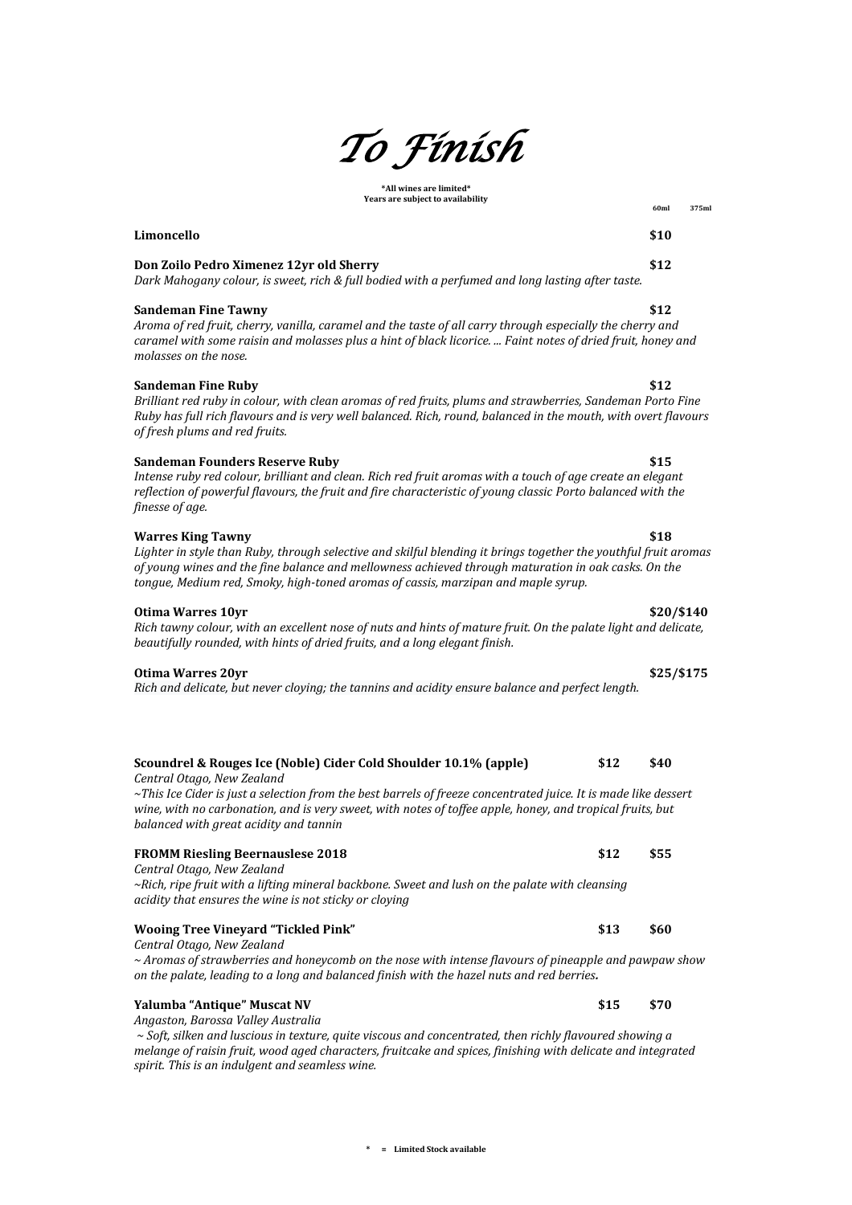# *To Finish*

**\*All wines are limited\***
**Years are subject to availability**

| | 60ml | 375ml |
|---|---|---|
| **Limoncello** | $10 | |
| **Don Zoilo Pedro Ximenez 12yr old Sherry** | $12 | |
| **Sandeman Fine Tawny** | $12 | |
| **Sandeman Fine Ruby** | $12 | |
| **Sandeman Founders Reserve Ruby** | $15 | |
| **Warres King Tawny** | $18 | |
| **Otima Warres 10yr** | $20/$140 | |
| **Otima Warres 20yr** | $25/$175 | |

**Limoncello** — $10

**Don Zoilo Pedro Ximenez 12yr old Sherry** — $12
*Dark Mahogany colour, is sweet, rich & full bodied with a perfumed and long lasting after taste.*

**Sandeman Fine Tawny** — $12
*Aroma of red fruit, cherry, vanilla, caramel and the taste of all carry through especially the cherry and caramel with some raisin and molasses plus a hint of black licorice. ... Faint notes of dried fruit, honey and molasses on the nose.*

**Sandeman Fine Ruby** — $12
*Brilliant red ruby in colour, with clean aromas of red fruits, plums and strawberries, Sandeman Porto Fine Ruby has full rich flavours and is very well balanced. Rich, round, balanced in the mouth, with overt flavours of fresh plums and red fruits.*

**Sandeman Founders Reserve Ruby** — $15
*Intense ruby red colour, brilliant and clean. Rich red fruit aromas with a touch of age create an elegant reflection of powerful flavours, the fruit and fire characteristic of young classic Porto balanced with the finesse of age.*

**Warres King Tawny** — $18
*Lighter in style than Ruby, through selective and skilful blending it brings together the youthful fruit aromas of young wines and the fine balance and mellowness achieved through maturation in oak casks. On the tongue, Medium red, Smoky, high-toned aromas of cassis, marzipan and maple syrup.*

**Otima Warres 10yr** — $20/$140
*Rich tawny colour, with an excellent nose of nuts and hints of mature fruit. On the palate light and delicate, beautifully rounded, with hints of dried fruits, and a long elegant finish.*

**Otima Warres 20yr** — $25/$175
*Rich and delicate, but never cloying; the tannins and acidity ensure balance and perfect length.*

**Scoundrel & Rouges Ice (Noble) Cider Cold Shoulder 10.1% (apple)** — $12 / $40
*Central Otago, New Zealand*
*~This Ice Cider is just a selection from the best barrels of freeze concentrated juice. It is made like dessert wine, with no carbonation, and is very sweet, with notes of toffee apple, honey, and tropical fruits, but balanced with great acidity and tannin*

**FROMM Riesling Beernauslese 2018** — $12 / $55
*Central Otago, New Zealand*
*~Rich, ripe fruit with a lifting mineral backbone. Sweet and lush on the palate with cleansing acidity that ensures the wine is not sticky or cloying*

**Wooing Tree Vineyard "Tickled Pink"** — $13 / $60
*Central Otago, New Zealand*
*~ Aromas of strawberries and honeycomb on the nose with intense flavours of pineapple and pawpaw show on the palate, leading to a long and balanced finish with the hazel nuts and red berries.*

**Yalumba "Antique" Muscat NV** — $15 / $70
*Angaston, Barossa Valley Australia*
*~ Soft, silken and luscious in texture, quite viscous and concentrated, then richly flavoured showing a melange of raisin fruit, wood aged characters, fruitcake and spices, finishing with delicate and integrated spirit. This is an indulgent and seamless wine.*

**\* = Limited Stock available**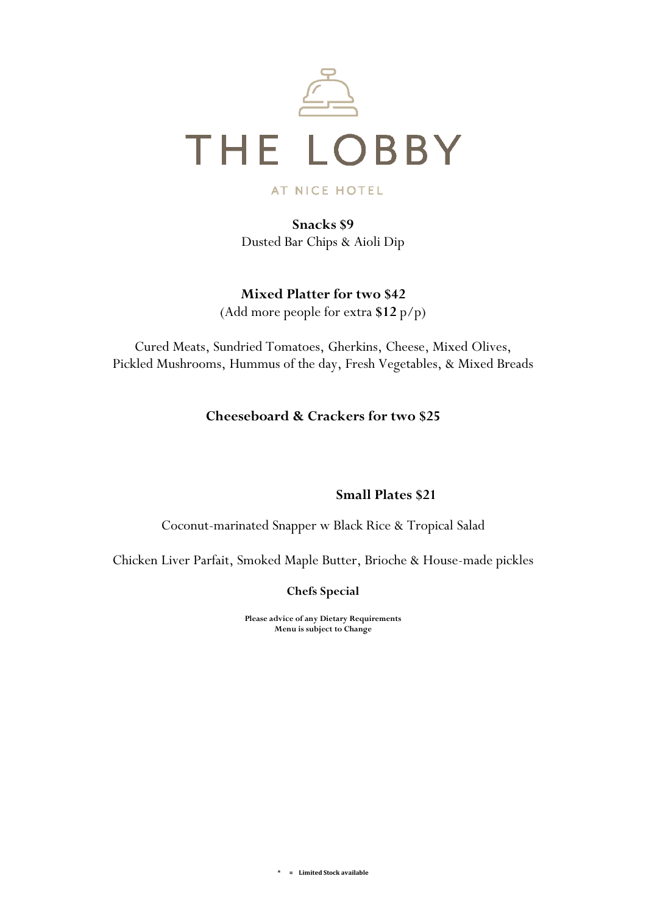# THE LOBBY

AT NICE HOTEL

**Snacks $9**
Dusted Bar Chips & Aioli Dip

**Mixed Platter for two $42**
(Add more people for extra **$12** p/p)

Cured Meats, Sundried Tomatoes, Gherkins, Cheese, Mixed Olives, Pickled Mushrooms, Hummus of the day, Fresh Vegetables, & Mixed Breads

**Cheeseboard & Crackers for two $25**

**Small Plates $21**

Coconut-marinated Snapper w Black Rice & Tropical Salad

Chicken Liver Parfait, Smoked Maple Butter, Brioche & House-made pickles

**Chefs Special**

**Please advice of any Dietary Requirements**
**Menu is subject to Change**

**\* = Limited Stock available**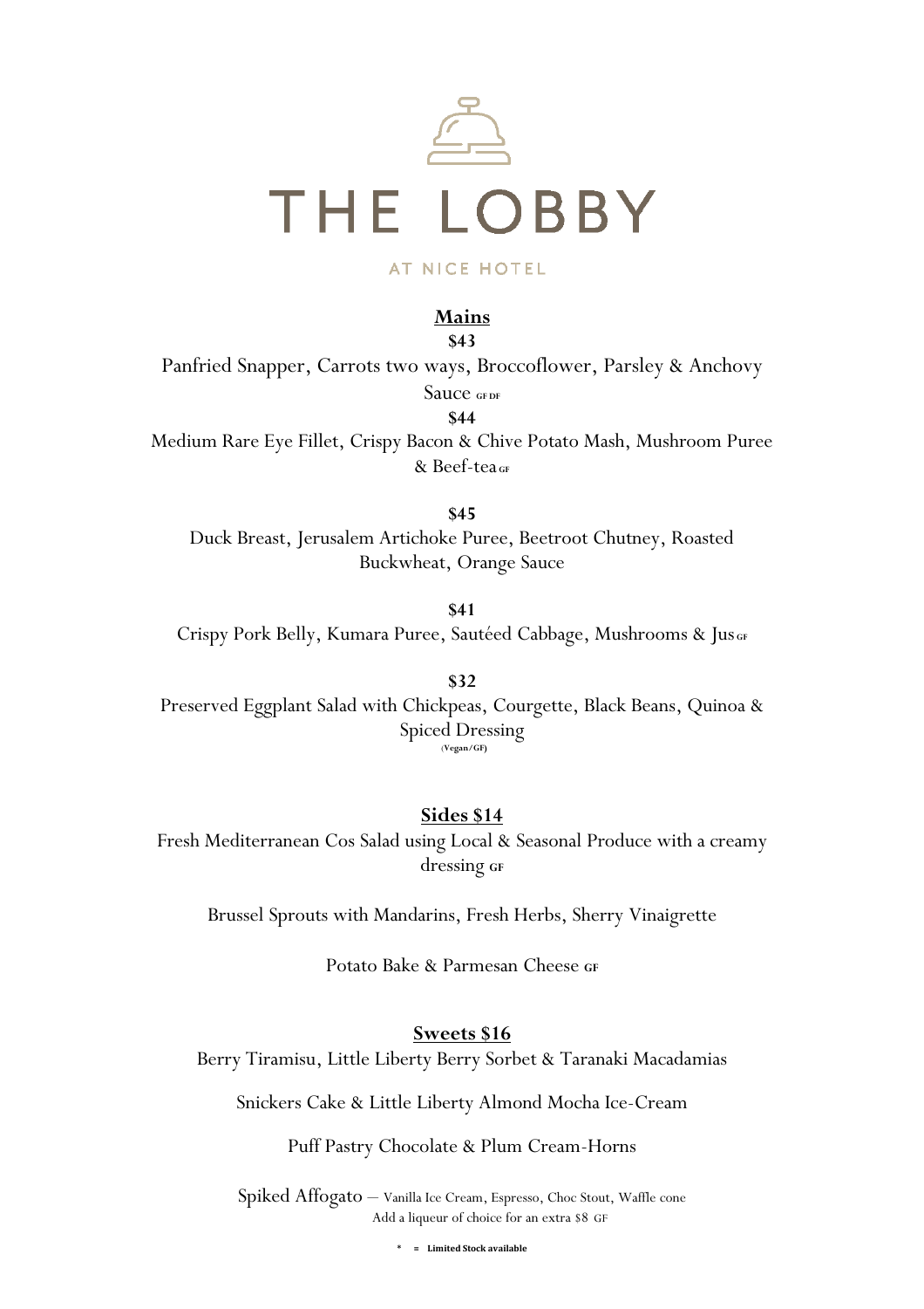# THE LOBBY

AT NICE HOTEL

## Mains

**$43**

Panfried Snapper, Carrots two ways, Broccoflower, Parsley & Anchovy Sauce GF DF

**$44**

Medium Rare Eye Fillet, Crispy Bacon & Chive Potato Mash, Mushroom Puree & Beef-tea GF

**$45**

Duck Breast, Jerusalem Artichoke Puree, Beetroot Chutney, Roasted Buckwheat, Orange Sauce

**$41**

Crispy Pork Belly, Kumara Puree, Sautéed Cabbage, Mushrooms & Jus GF

**$32**

Preserved Eggplant Salad with Chickpeas, Courgette, Black Beans, Quinoa & Spiced Dressing

(Vegan/GF)

## Sides $14

Fresh Mediterranean Cos Salad using Local & Seasonal Produce with a creamy dressing GF

Brussel Sprouts with Mandarins, Fresh Herbs, Sherry Vinaigrette

Potato Bake & Parmesan Cheese GF

## Sweets $16

Berry Tiramisu, Little Liberty Berry Sorbet & Taranaki Macadamias

Snickers Cake & Little Liberty Almond Mocha Ice-Cream

Puff Pastry Chocolate & Plum Cream-Horns

Spiked Affogato – Vanilla Ice Cream, Espresso, Choc Stout, Waffle cone
Add a liqueur of choice for an extra $8 GF

**\* = Limited Stock available**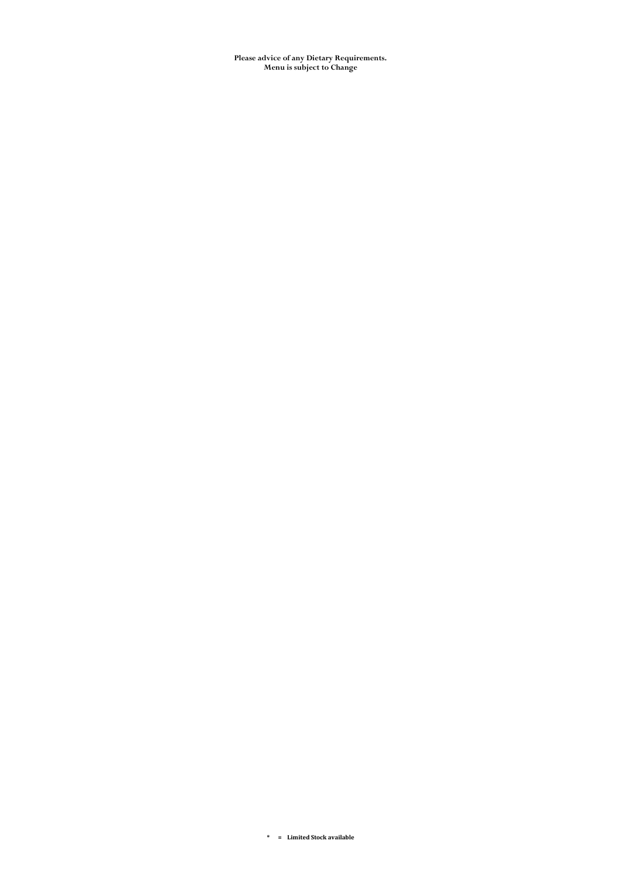**Please advice of any Dietary Requirements.**
**Menu is subject to Change**

**\* = Limited Stock available**